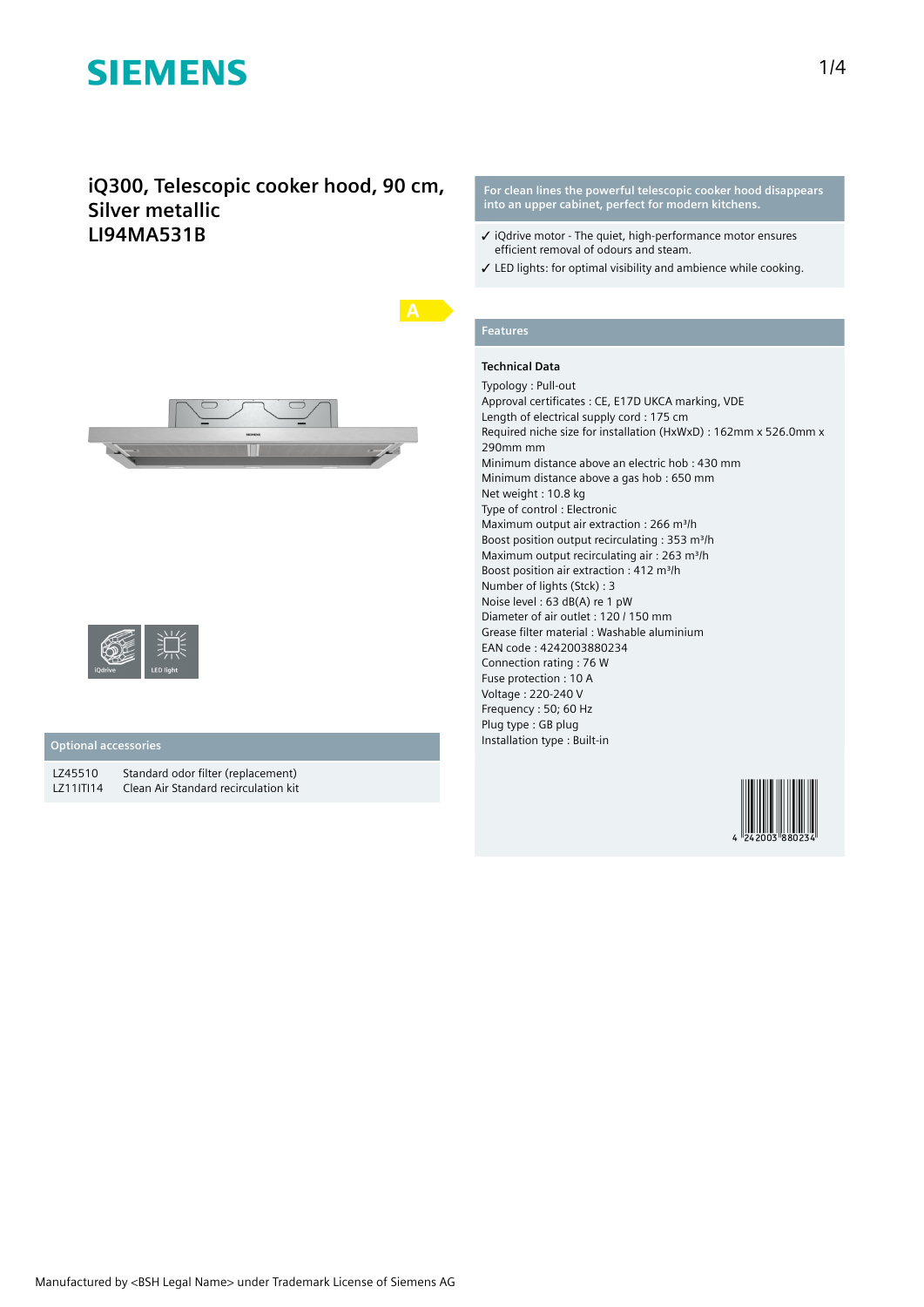SIEMENS

# iQ300, Telescopic cooker hood, 90 cm, Silver metallic
# LI94MA531B

A

iQdrive

LED light

## Optional accessories

| | |
|---|---|
| LZ45510 | Standard odor filter (replacement) |
| LZ11ITI14 | Clean Air Standard recirculation kit |

**For clean lines the powerful telescopic cooker hood disappears into an upper cabinet, perfect for modern kitchens.**

- ✓ iQdrive motor - The quiet, high-performance motor ensures efficient removal of odours and steam.
- ✓ LED lights: for optimal visibility and ambience while cooking.

## Features

### Technical Data

Typology : Pull-out
Approval certificates : CE, E17D UKCA marking, VDE
Length of electrical supply cord : 175 cm
Required niche size for installation (HxWxD) : 162mm x 526.0mm x 290mm mm
Minimum distance above an electric hob : 430 mm
Minimum distance above a gas hob : 650 mm
Net weight : 10.8 kg
Type of control : Electronic
Maximum output air extraction : 266 m³/h
Boost position output recirculating : 353 m³/h
Maximum output recirculating air : 263 m³/h
Boost position air extraction : 412 m³/h
Number of lights (Stck) : 3
Noise level : 63 dB(A) re 1 pW
Diameter of air outlet : 120 / 150 mm
Grease filter material : Washable aluminium
EAN code : 4242003880234
Connection rating : 76 W
Fuse protection : 10 A
Voltage : 220-240 V
Frequency : 50; 60 Hz
Plug type : GB plug
Installation type : Built-in

4 242003 880234

Manufactured by <BSH Legal Name> under Trademark License of Siemens AG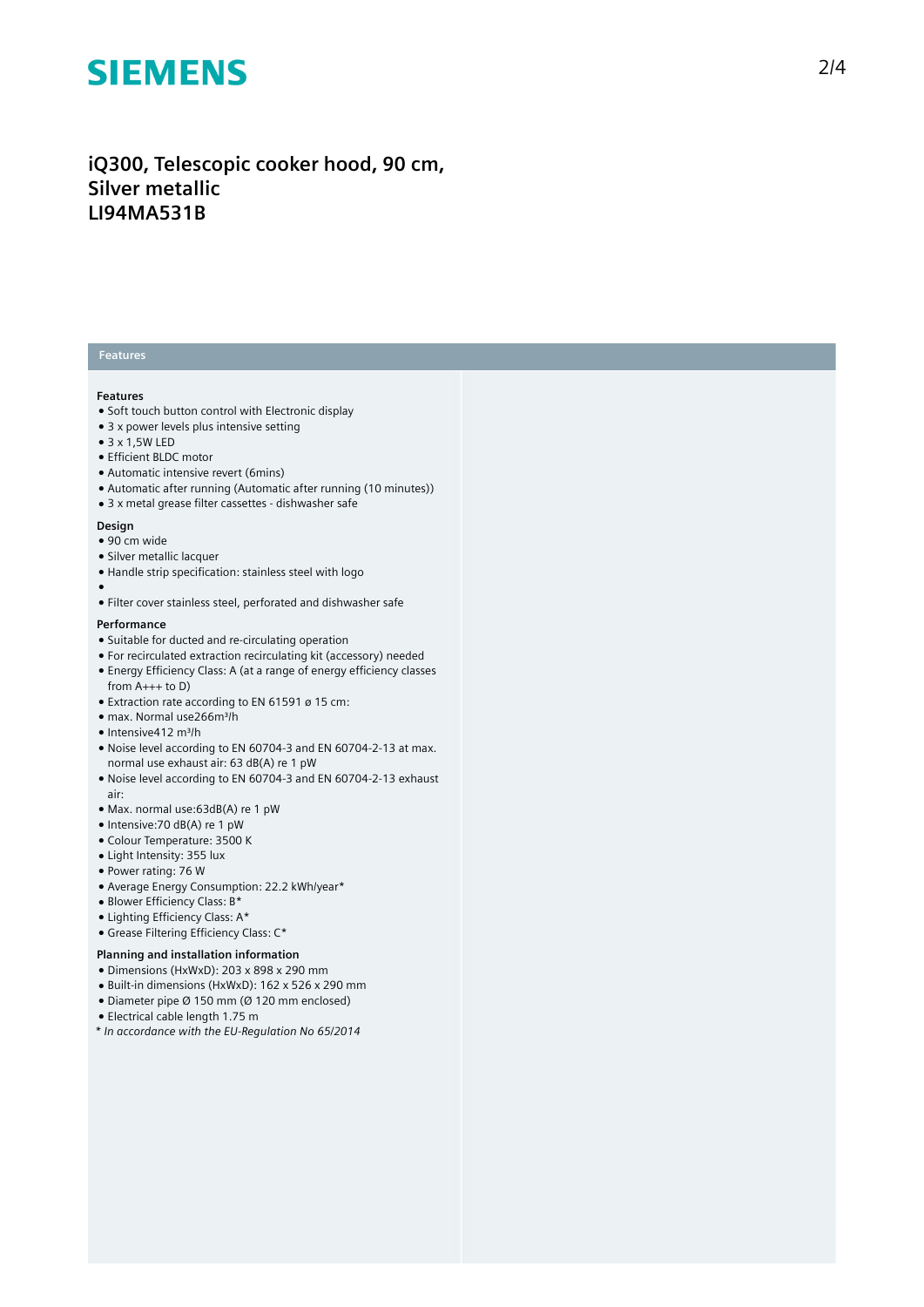# iQ300, Telescopic cooker hood, 90 cm, Silver metallic
# LI94MA531B

## Features

### Features

- Soft touch button control with Electronic display
- 3 x power levels plus intensive setting
- 3 x 1,5W LED
- Efficient BLDC motor
- Automatic intensive revert (6mins)
- Automatic after running (Automatic after running (10 minutes))
- 3 x metal grease filter cassettes - dishwasher safe

### Design

- 90 cm wide
- Silver metallic lacquer
- Handle strip specification: stainless steel with logo
- 
- Filter cover stainless steel, perforated and dishwasher safe

### Performance

- Suitable for ducted and re-circulating operation
- For recirculated extraction recirculating kit (accessory) needed
- Energy Efficiency Class: A (at a range of energy efficiency classes from A+++ to D)
- Extraction rate according to EN 61591 ø 15 cm:
- max. Normal use266m³/h
- Intensive412 m³/h
- Noise level according to EN 60704-3 and EN 60704-2-13 at max. normal use exhaust air: 63 dB(A) re 1 pW
- Noise level according to EN 60704-3 and EN 60704-2-13 exhaust air:
- Max. normal use:63dB(A) re 1 pW
- Intensive:70 dB(A) re 1 pW
- Colour Temperature: 3500 K
- Light Intensity: 355 lux
- Power rating: 76 W
- Average Energy Consumption: 22.2 kWh/year*
- Blower Efficiency Class: B*
- Lighting Efficiency Class: A*
- Grease Filtering Efficiency Class: C*

### Planning and installation information

- Dimensions (HxWxD): 203 x 898 x 290 mm
- Built-in dimensions (HxWxD): 162 x 526 x 290 mm
- Diameter pipe Ø 150 mm (Ø 120 mm enclosed)
- Electrical cable length 1.75 m

*\* In accordance with the EU-Regulation No 65/2014*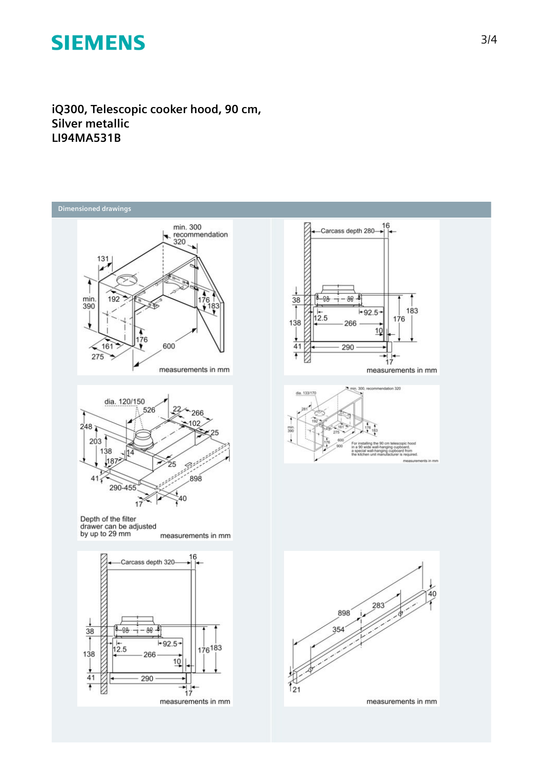**iQ300, Telescopic cooker hood, 90 cm, Silver metallic**
**LI94MA531B**

## Dimensioned drawings

min. 300 recommendation 320
131
min. 390
192
176
183
176
161
275
600
measurements in mm

Carcass depth 280
16
38
138
12.5
92.5
266
176
183
10
41
290
17
measurements in mm

dia. 120/150
526
22
266
102
25
248
203
138
14
187
25
41
290-455
898
17
40

Depth of the filter drawer can be adjusted by up to 29 mm

measurements in mm

dia. 133/170
min. 300, recommendation 320
281
192
min. 390
161
275
176
183
176
600
900

For installing the 90 cm telescopic hood in a 90 wide wall-hanging cupboard, a special wall-hanging cupboard from the kitchen unit manufacturer is required.

measurements in mm

Carcass depth 320
16
38
138
12.5
92.5
266
176
183
10
41
290
17
measurements in mm

898
283
354
40
21
measurements in mm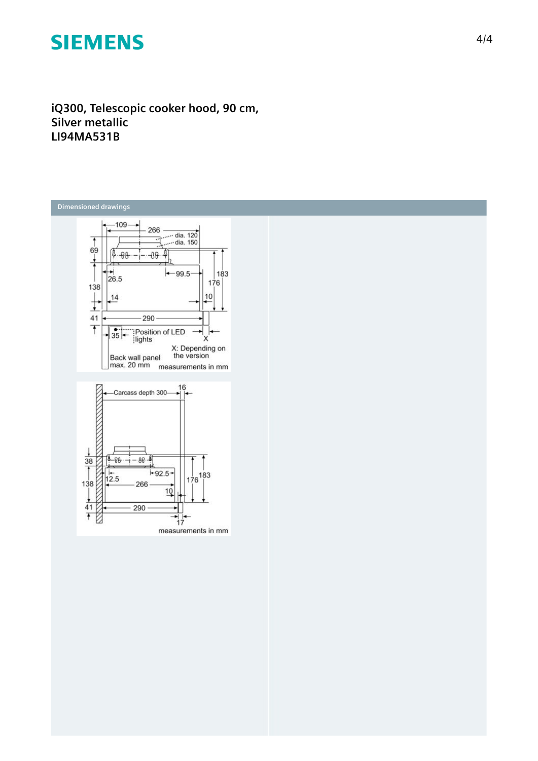# iQ300, Telescopic cooker hood, 90 cm, Silver metallic LI94MA531B

## Dimensioned drawings

109
266
dia. 120
dia. 150
69
26.5
99.5
183
176
138
14
10
41
290
35
Position of LED lights
X
X: Depending on the version
Back wall panel max. 20 mm
measurements in mm

Carcass depth 300
16
38
12.5
92.5
176
183
138
266
10
41
290
17
measurements in mm